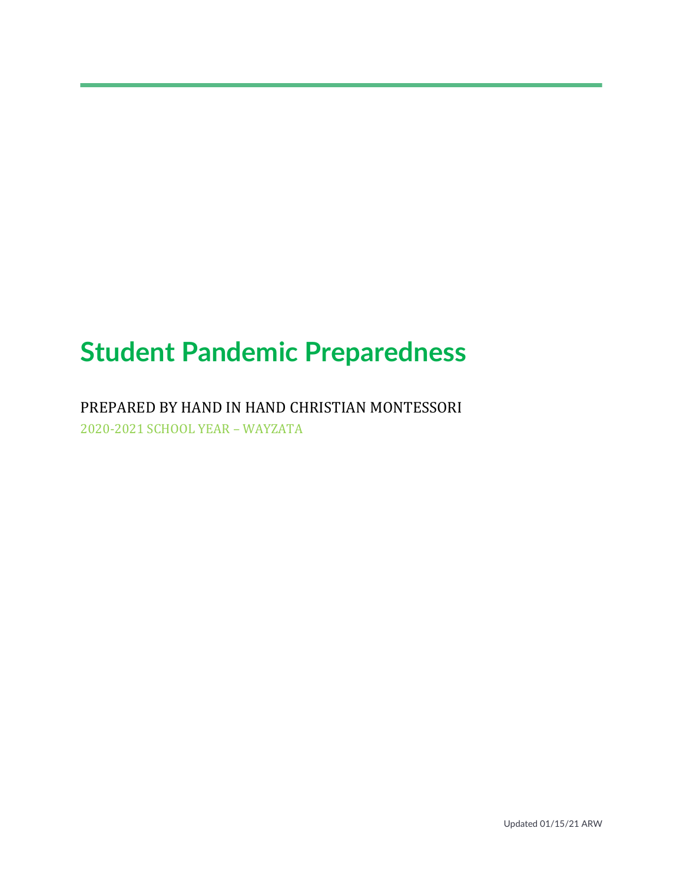# Student Pandemic Preparedness

PREPARED BY HAND IN HAND CHRISTIAN MONTESSORI

2020-2021 SCHOOL YEAR – WAYZATA

Updated 01/15/21 ARW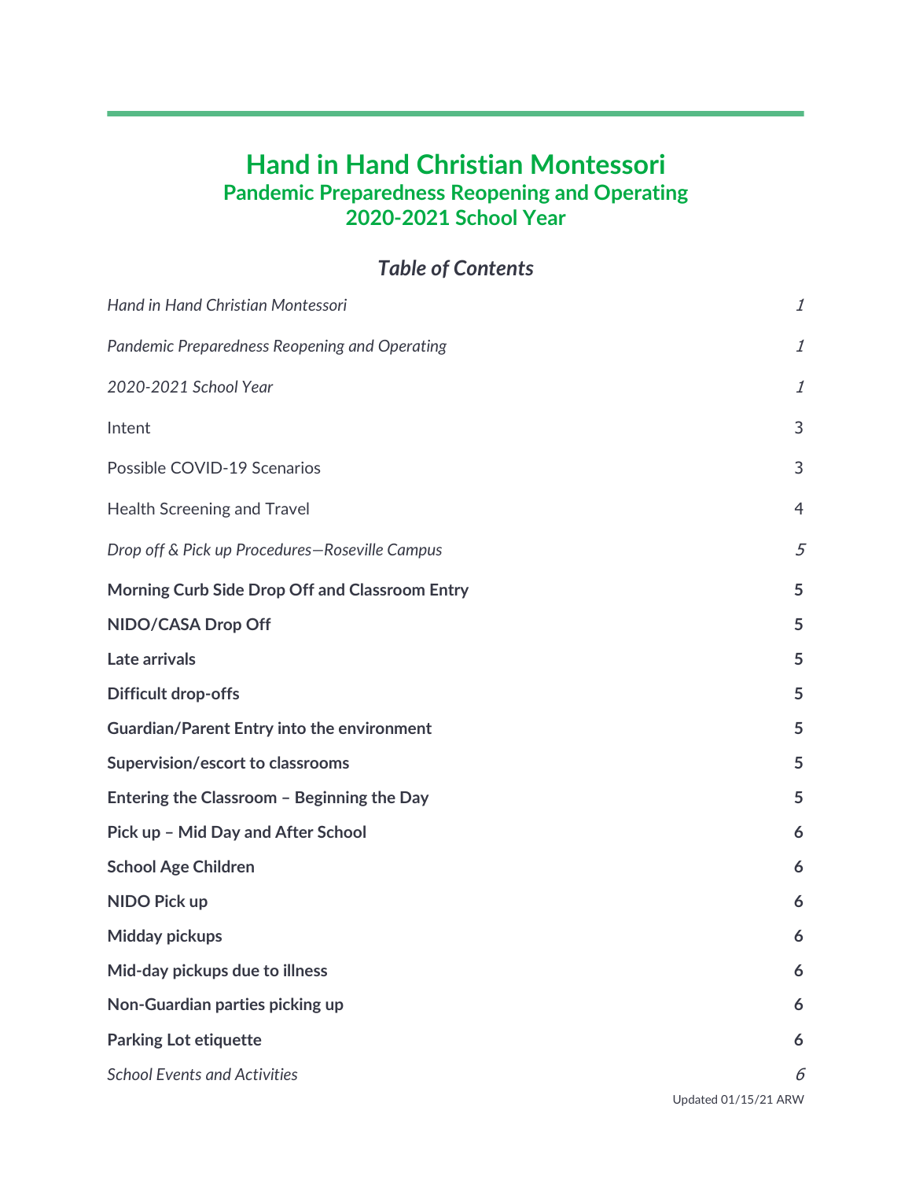# Hand in Hand Christian Montessori

## Pandemic Preparedness Reopening and Operating

## 2020-2021 School Year

### *Table of Contents*

| | |
|---|---|
| *Hand in Hand Christian Montessori* | *1* |
| *Pandemic Preparedness Reopening and Operating* | *1* |
| *2020-2021 School Year* | *1* |
| Intent | 3 |
| Possible COVID-19 Scenarios | 3 |
| Health Screening and Travel | 4 |
| *Drop off & Pick up Procedures—Roseville Campus* | *5* |
| **Morning Curb Side Drop Off and Classroom Entry** | **5** |
| **NIDO/CASA Drop Off** | **5** |
| **Late arrivals** | **5** |
| **Difficult drop-offs** | **5** |
| **Guardian/Parent Entry into the environment** | **5** |
| **Supervision/escort to classrooms** | **5** |
| **Entering the Classroom – Beginning the Day** | **5** |
| **Pick up – Mid Day and After School** | **6** |
| **School Age Children** | **6** |
| **NIDO Pick up** | **6** |
| **Midday pickups** | **6** |
| **Mid-day pickups due to illness** | **6** |
| **Non-Guardian parties picking up** | **6** |
| **Parking Lot etiquette** | **6** |
| *School Events and Activities* | *6* |

Updated 01/15/21 ARW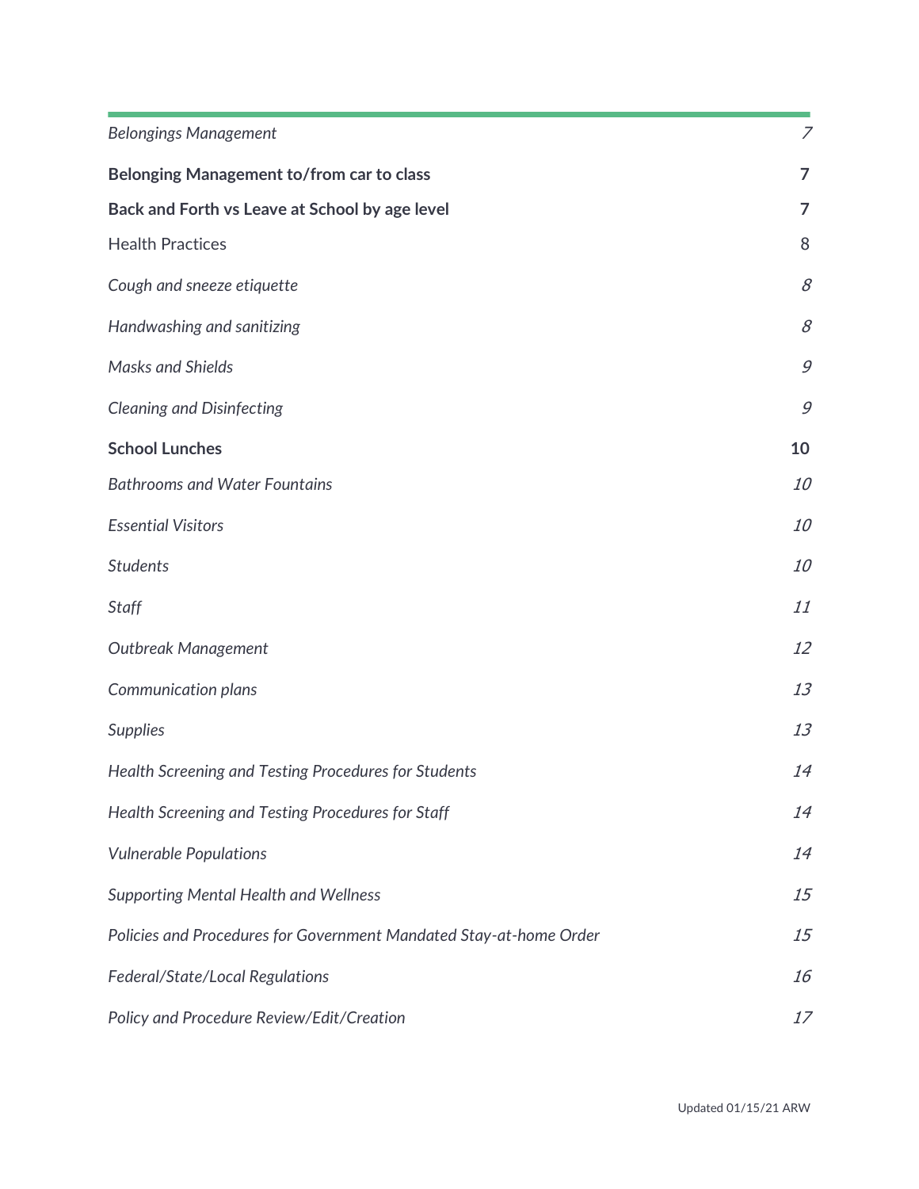| | |
|---|---|
| *Belongings Management* | *7* |
| **Belonging Management to/from car to class** | **7** |
| **Back and Forth vs Leave at School by age level** | **7** |
| Health Practices | 8 |
| *Cough and sneeze etiquette* | *8* |
| *Handwashing and sanitizing* | *8* |
| *Masks and Shields* | *9* |
| *Cleaning and Disinfecting* | *9* |
| **School Lunches** | **10** |
| *Bathrooms and Water Fountains* | *10* |
| *Essential Visitors* | *10* |
| *Students* | *10* |
| *Staff* | *11* |
| *Outbreak Management* | *12* |
| *Communication plans* | *13* |
| *Supplies* | *13* |
| *Health Screening and Testing Procedures for Students* | *14* |
| *Health Screening and Testing Procedures for Staff* | *14* |
| *Vulnerable Populations* | *14* |
| *Supporting Mental Health and Wellness* | *15* |
| *Policies and Procedures for Government Mandated Stay-at-home Order* | *15* |
| *Federal/State/Local Regulations* | *16* |
| *Policy and Procedure Review/Edit/Creation* | *17* |

Updated 01/15/21 ARW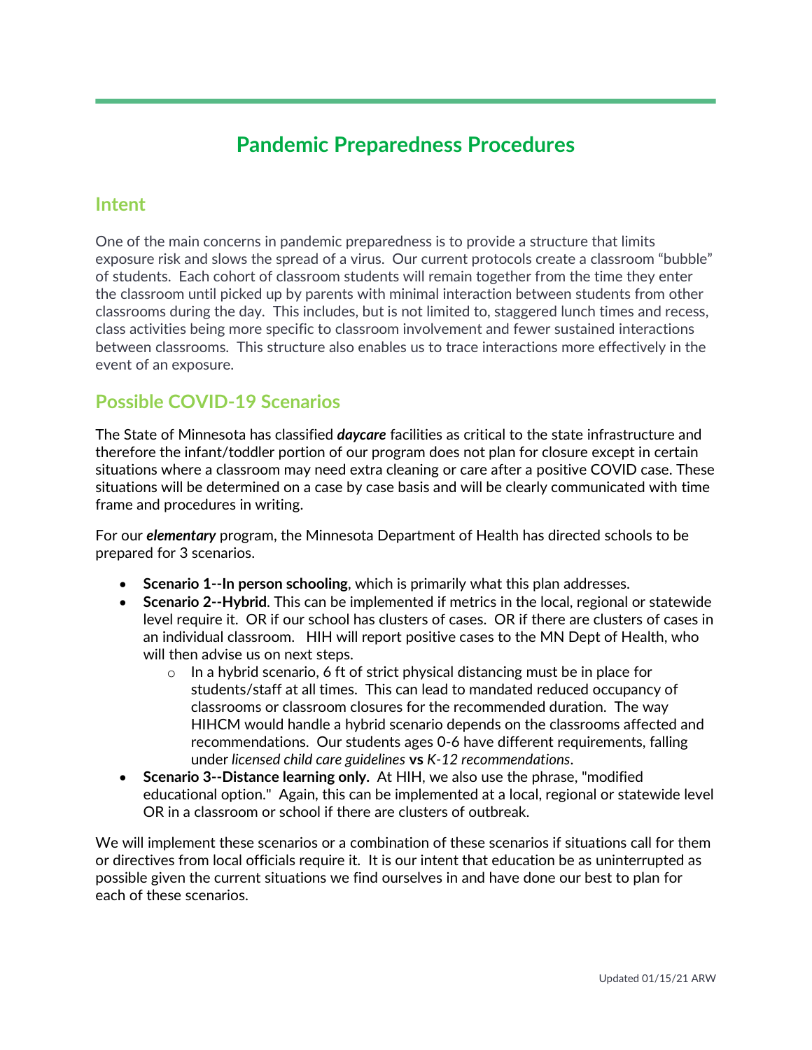# Pandemic Preparedness Procedures

## Intent

One of the main concerns in pandemic preparedness is to provide a structure that limits exposure risk and slows the spread of a virus. Our current protocols create a classroom "bubble" of students. Each cohort of classroom students will remain together from the time they enter the classroom until picked up by parents with minimal interaction between students from other classrooms during the day. This includes, but is not limited to, staggered lunch times and recess, class activities being more specific to classroom involvement and fewer sustained interactions between classrooms. This structure also enables us to trace interactions more effectively in the event of an exposure.

## Possible COVID-19 Scenarios

The State of Minnesota has classified ***daycare*** facilities as critical to the state infrastructure and therefore the infant/toddler portion of our program does not plan for closure except in certain situations where a classroom may need extra cleaning or care after a positive COVID case. These situations will be determined on a case by case basis and will be clearly communicated with time frame and procedures in writing.

For our ***elementary*** program, the Minnesota Department of Health has directed schools to be prepared for 3 scenarios.

- **Scenario 1--In person schooling**, which is primarily what this plan addresses.
- **Scenario 2--Hybrid**. This can be implemented if metrics in the local, regional or statewide level require it. OR if our school has clusters of cases. OR if there are clusters of cases in an individual classroom. HIH will report positive cases to the MN Dept of Health, who will then advise us on next steps.
    - In a hybrid scenario, 6 ft of strict physical distancing must be in place for students/staff at all times. This can lead to mandated reduced occupancy of classrooms or classroom closures for the recommended duration. The way HIHCM would handle a hybrid scenario depends on the classrooms affected and recommendations. Our students ages 0-6 have different requirements, falling under *licensed child care guidelines* **vs** *K-12 recommendations*.
- **Scenario 3--Distance learning only.** At HIH, we also use the phrase, "modified educational option." Again, this can be implemented at a local, regional or statewide level OR in a classroom or school if there are clusters of outbreak.

We will implement these scenarios or a combination of these scenarios if situations call for them or directives from local officials require it. It is our intent that education be as uninterrupted as possible given the current situations we find ourselves in and have done our best to plan for each of these scenarios.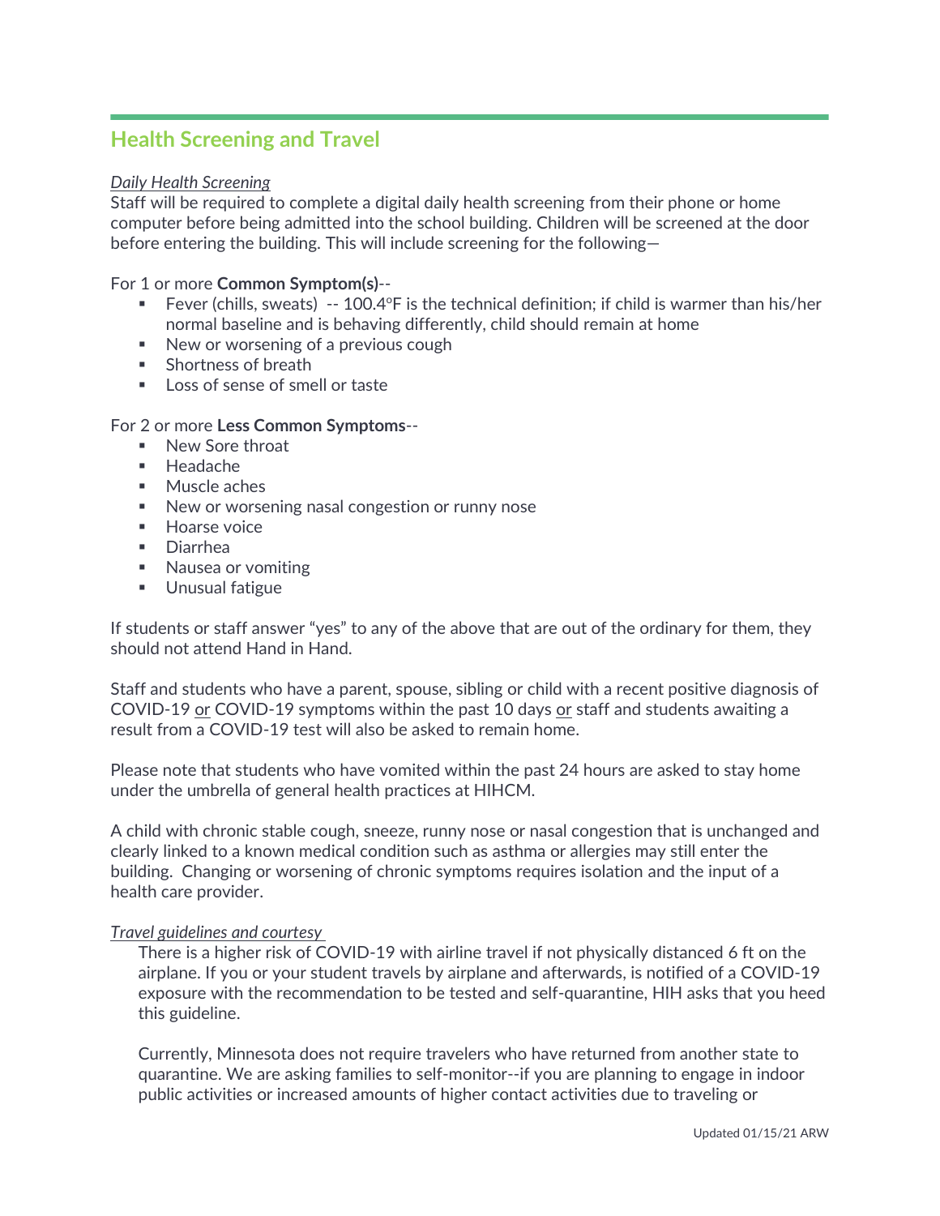## Health Screening and Travel

*Daily Health Screening*

Staff will be required to complete a digital daily health screening from their phone or home computer before being admitted into the school building. Children will be screened at the door before entering the building. This will include screening for the following—

For 1 or more **Common Symptom(s)**--

- Fever (chills, sweats) -- 100.4°F is the technical definition; if child is warmer than his/her normal baseline and is behaving differently, child should remain at home
- New or worsening of a previous cough
- Shortness of breath
- Loss of sense of smell or taste

For 2 or more **Less Common Symptoms**--

- New Sore throat
- Headache
- Muscle aches
- New or worsening nasal congestion or runny nose
- Hoarse voice
- Diarrhea
- Nausea or vomiting
- Unusual fatigue

If students or staff answer "yes" to any of the above that are out of the ordinary for them, they should not attend Hand in Hand.

Staff and students who have a parent, spouse, sibling or child with a recent positive diagnosis of COVID-19 or COVID-19 symptoms within the past 10 days or staff and students awaiting a result from a COVID-19 test will also be asked to remain home.

Please note that students who have vomited within the past 24 hours are asked to stay home under the umbrella of general health practices at HIHCM.

A child with chronic stable cough, sneeze, runny nose or nasal congestion that is unchanged and clearly linked to a known medical condition such as asthma or allergies may still enter the building. Changing or worsening of chronic symptoms requires isolation and the input of a health care provider.

*Travel guidelines and courtesy*

There is a higher risk of COVID-19 with airline travel if not physically distanced 6 ft on the airplane. If you or your student travels by airplane and afterwards, is notified of a COVID-19 exposure with the recommendation to be tested and self-quarantine, HIH asks that you heed this guideline.

Currently, Minnesota does not require travelers who have returned from another state to quarantine. We are asking families to self-monitor--if you are planning to engage in indoor public activities or increased amounts of higher contact activities due to traveling or

Updated 01/15/21 ARW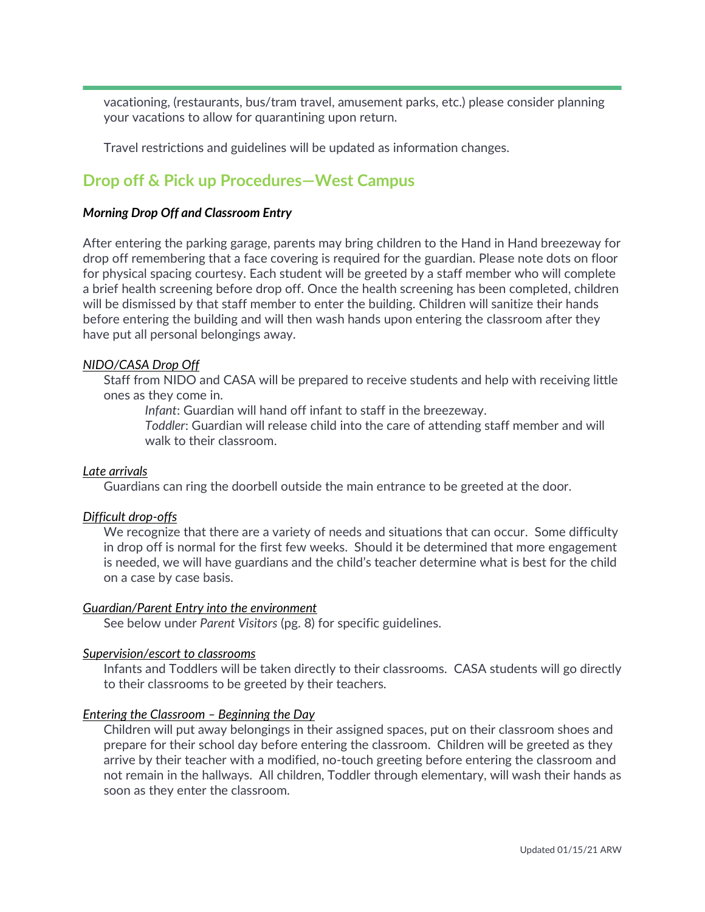vacationing, (restaurants, bus/tram travel, amusement parks, etc.) please consider planning your vacations to allow for quarantining upon return.

Travel restrictions and guidelines will be updated as information changes.

## Drop off & Pick up Procedures—West Campus

***Morning Drop Off and Classroom Entry***

After entering the parking garage, parents may bring children to the Hand in Hand breezeway for drop off remembering that a face covering is required for the guardian. Please note dots on floor for physical spacing courtesy. Each student will be greeted by a staff member who will complete a brief health screening before drop off. Once the health screening has been completed, children will be dismissed by that staff member to enter the building. Children will sanitize their hands before entering the building and will then wash hands upon entering the classroom after they have put all personal belongings away.

*NIDO/CASA Drop Off*

Staff from NIDO and CASA will be prepared to receive students and help with receiving little ones as they come in.

*Infant*: Guardian will hand off infant to staff in the breezeway.

*Toddler*: Guardian will release child into the care of attending staff member and will walk to their classroom.

*Late arrivals*

Guardians can ring the doorbell outside the main entrance to be greeted at the door.

*Difficult drop-offs*

We recognize that there are a variety of needs and situations that can occur. Some difficulty in drop off is normal for the first few weeks. Should it be determined that more engagement is needed, we will have guardians and the child's teacher determine what is best for the child on a case by case basis.

*Guardian/Parent Entry into the environment*

See below under *Parent Visitors* (pg. 8) for specific guidelines.

*Supervision/escort to classrooms*

Infants and Toddlers will be taken directly to their classrooms. CASA students will go directly to their classrooms to be greeted by their teachers.

*Entering the Classroom – Beginning the Day*

Children will put away belongings in their assigned spaces, put on their classroom shoes and prepare for their school day before entering the classroom. Children will be greeted as they arrive by their teacher with a modified, no-touch greeting before entering the classroom and not remain in the hallways. All children, Toddler through elementary, will wash their hands as soon as they enter the classroom.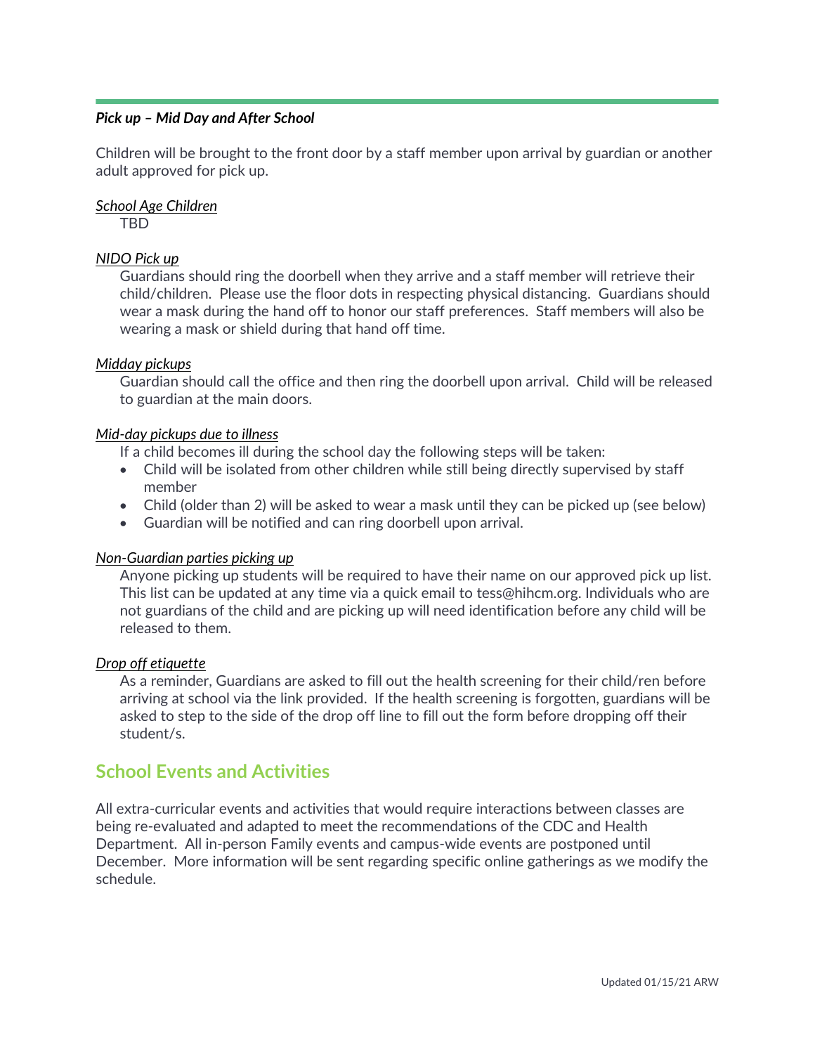***Pick up – Mid Day and After School***

Children will be brought to the front door by a staff member upon arrival by guardian or another adult approved for pick up.

*School Age Children*

TBD

*NIDO Pick up*

Guardians should ring the doorbell when they arrive and a staff member will retrieve their child/children. Please use the floor dots in respecting physical distancing. Guardians should wear a mask during the hand off to honor our staff preferences. Staff members will also be wearing a mask or shield during that hand off time.

*Midday pickups*

Guardian should call the office and then ring the doorbell upon arrival. Child will be released to guardian at the main doors.

*Mid-day pickups due to illness*

If a child becomes ill during the school day the following steps will be taken:

- Child will be isolated from other children while still being directly supervised by staff member
- Child (older than 2) will be asked to wear a mask until they can be picked up (see below)
- Guardian will be notified and can ring doorbell upon arrival.

*Non-Guardian parties picking up*

Anyone picking up students will be required to have their name on our approved pick up list. This list can be updated at any time via a quick email to tess@hihcm.org. Individuals who are not guardians of the child and are picking up will need identification before any child will be released to them.

*Drop off etiquette*

As a reminder, Guardians are asked to fill out the health screening for their child/ren before arriving at school via the link provided. If the health screening is forgotten, guardians will be asked to step to the side of the drop off line to fill out the form before dropping off their student/s.

## School Events and Activities

All extra-curricular events and activities that would require interactions between classes are being re-evaluated and adapted to meet the recommendations of the CDC and Health Department. All in-person Family events and campus-wide events are postponed until December. More information will be sent regarding specific online gatherings as we modify the schedule.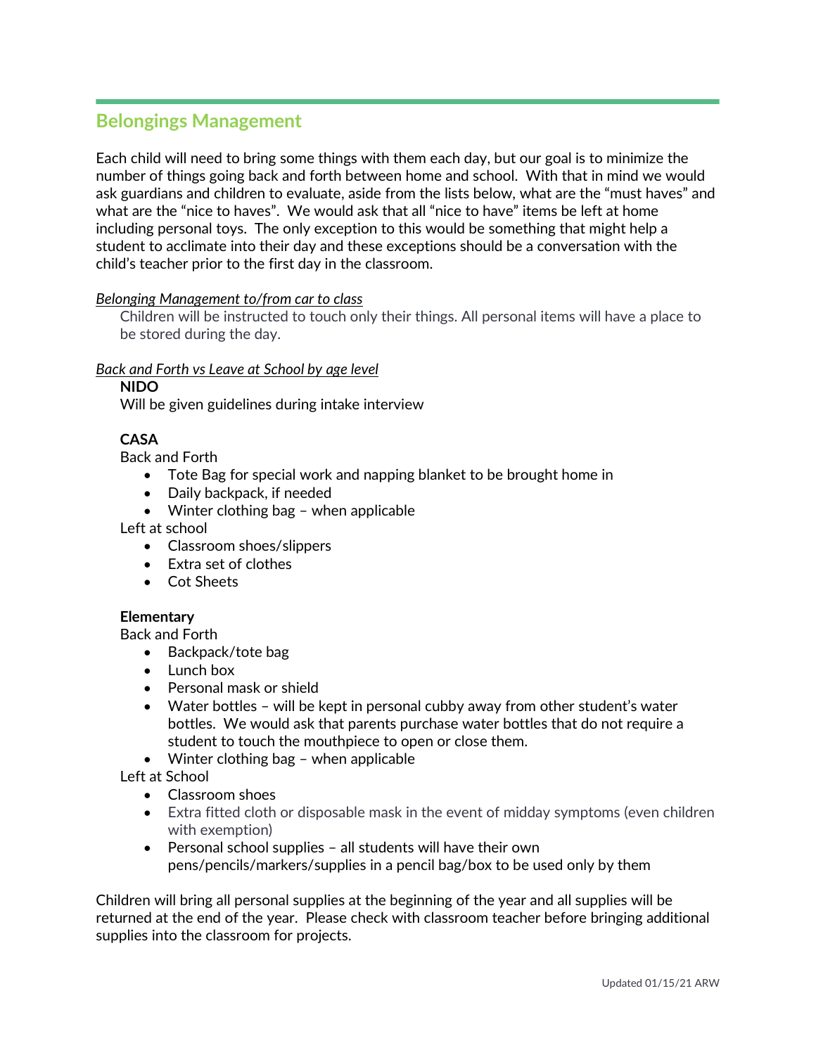## Belongings Management

Each child will need to bring some things with them each day, but our goal is to minimize the number of things going back and forth between home and school. With that in mind we would ask guardians and children to evaluate, aside from the lists below, what are the "must haves" and what are the "nice to haves". We would ask that all "nice to have" items be left at home including personal toys. The only exception to this would be something that might help a student to acclimate into their day and these exceptions should be a conversation with the child's teacher prior to the first day in the classroom.

*Belonging Management to/from car to class*

Children will be instructed to touch only their things. All personal items will have a place to be stored during the day.

*Back and Forth vs Leave at School by age level*

**NIDO**

Will be given guidelines during intake interview

**CASA**

Back and Forth

- Tote Bag for special work and napping blanket to be brought home in
- Daily backpack, if needed
- Winter clothing bag – when applicable

Left at school

- Classroom shoes/slippers
- Extra set of clothes
- Cot Sheets

**Elementary**

Back and Forth

- Backpack/tote bag
- Lunch box
- Personal mask or shield
- Water bottles – will be kept in personal cubby away from other student's water bottles. We would ask that parents purchase water bottles that do not require a student to touch the mouthpiece to open or close them.
- Winter clothing bag – when applicable

Left at School

- Classroom shoes
- Extra fitted cloth or disposable mask in the event of midday symptoms (even children with exemption)
- Personal school supplies – all students will have their own pens/pencils/markers/supplies in a pencil bag/box to be used only by them

Children will bring all personal supplies at the beginning of the year and all supplies will be returned at the end of the year. Please check with classroom teacher before bringing additional supplies into the classroom for projects.

Updated 01/15/21 ARW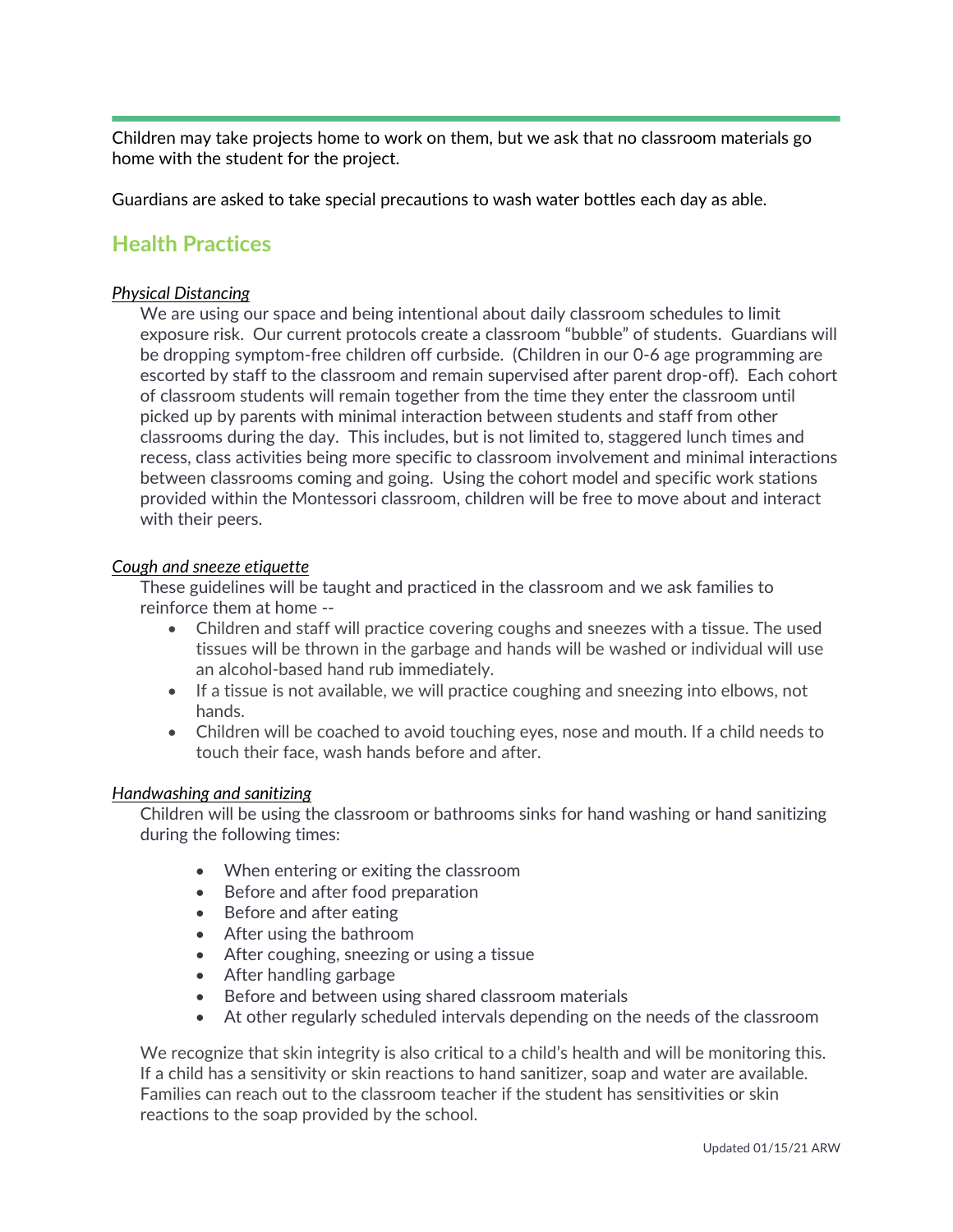Children may take projects home to work on them, but we ask that no classroom materials go home with the student for the project.

Guardians are asked to take special precautions to wash water bottles each day as able.

## Health Practices

***Physical Distancing***

We are using our space and being intentional about daily classroom schedules to limit exposure risk. Our current protocols create a classroom "bubble" of students. Guardians will be dropping symptom-free children off curbside. (Children in our 0-6 age programming are escorted by staff to the classroom and remain supervised after parent drop-off). Each cohort of classroom students will remain together from the time they enter the classroom until picked up by parents with minimal interaction between students and staff from other classrooms during the day. This includes, but is not limited to, staggered lunch times and recess, class activities being more specific to classroom involvement and minimal interactions between classrooms coming and going. Using the cohort model and specific work stations provided within the Montessori classroom, children will be free to move about and interact with their peers.

***Cough and sneeze etiquette***

These guidelines will be taught and practiced in the classroom and we ask families to reinforce them at home --

- Children and staff will practice covering coughs and sneezes with a tissue. The used tissues will be thrown in the garbage and hands will be washed or individual will use an alcohol-based hand rub immediately.
- If a tissue is not available, we will practice coughing and sneezing into elbows, not hands.
- Children will be coached to avoid touching eyes, nose and mouth. If a child needs to touch their face, wash hands before and after.

***Handwashing and sanitizing***

Children will be using the classroom or bathrooms sinks for hand washing or hand sanitizing during the following times:

- When entering or exiting the classroom
- Before and after food preparation
- Before and after eating
- After using the bathroom
- After coughing, sneezing or using a tissue
- After handling garbage
- Before and between using shared classroom materials
- At other regularly scheduled intervals depending on the needs of the classroom

We recognize that skin integrity is also critical to a child's health and will be monitoring this. If a child has a sensitivity or skin reactions to hand sanitizer, soap and water are available. Families can reach out to the classroom teacher if the student has sensitivities or skin reactions to the soap provided by the school.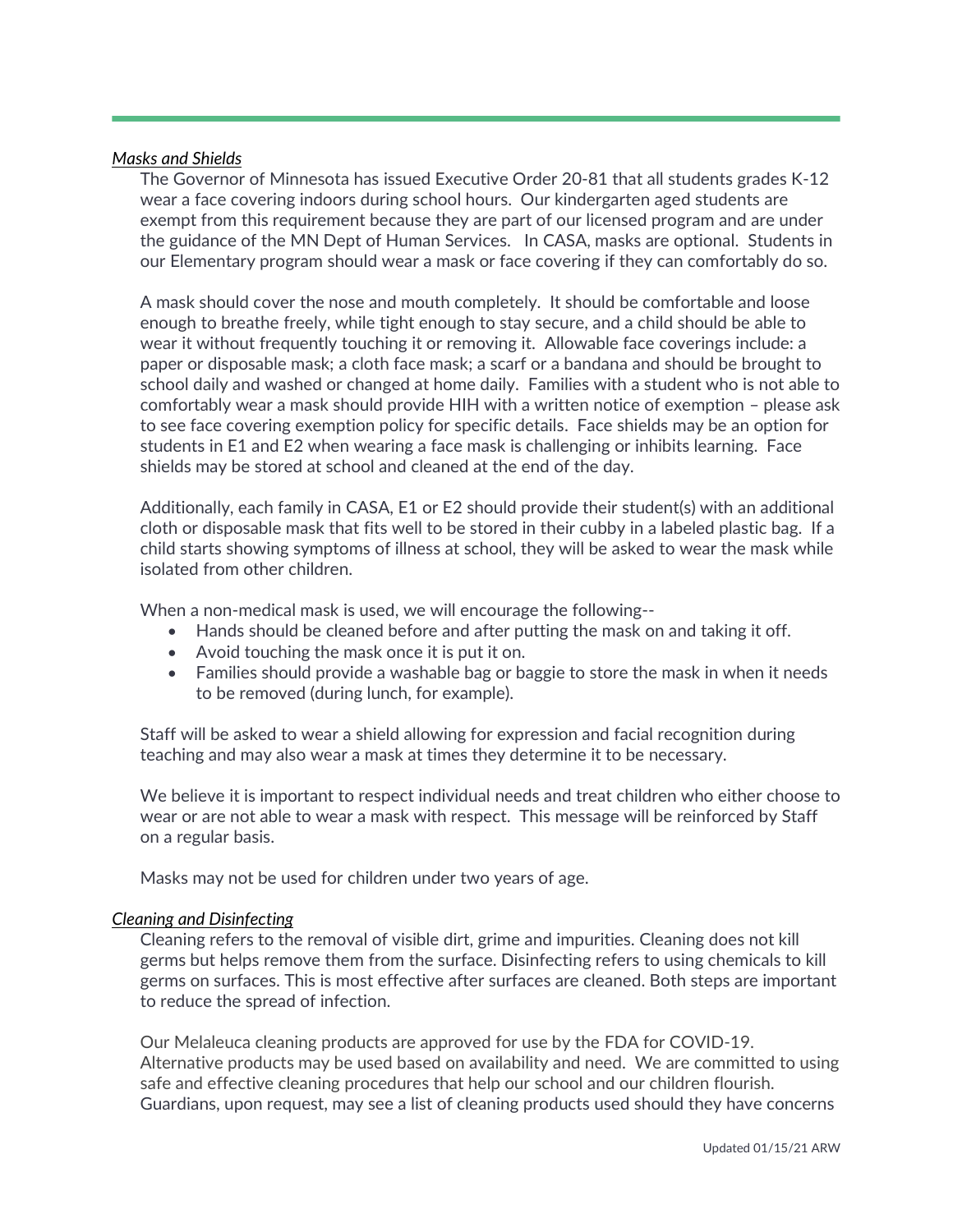*Masks and Shields*

The Governor of Minnesota has issued Executive Order 20-81 that all students grades K-12 wear a face covering indoors during school hours. Our kindergarten aged students are exempt from this requirement because they are part of our licensed program and are under the guidance of the MN Dept of Human Services. In CASA, masks are optional. Students in our Elementary program should wear a mask or face covering if they can comfortably do so.

A mask should cover the nose and mouth completely. It should be comfortable and loose enough to breathe freely, while tight enough to stay secure, and a child should be able to wear it without frequently touching it or removing it. Allowable face coverings include: a paper or disposable mask; a cloth face mask; a scarf or a bandana and should be brought to school daily and washed or changed at home daily. Families with a student who is not able to comfortably wear a mask should provide HIH with a written notice of exemption – please ask to see face covering exemption policy for specific details. Face shields may be an option for students in E1 and E2 when wearing a face mask is challenging or inhibits learning. Face shields may be stored at school and cleaned at the end of the day.

Additionally, each family in CASA, E1 or E2 should provide their student(s) with an additional cloth or disposable mask that fits well to be stored in their cubby in a labeled plastic bag. If a child starts showing symptoms of illness at school, they will be asked to wear the mask while isolated from other children.

When a non-medical mask is used, we will encourage the following--

- Hands should be cleaned before and after putting the mask on and taking it off.
- Avoid touching the mask once it is put it on.
- Families should provide a washable bag or baggie to store the mask in when it needs to be removed (during lunch, for example).

Staff will be asked to wear a shield allowing for expression and facial recognition during teaching and may also wear a mask at times they determine it to be necessary.

We believe it is important to respect individual needs and treat children who either choose to wear or are not able to wear a mask with respect. This message will be reinforced by Staff on a regular basis.

Masks may not be used for children under two years of age.

*Cleaning and Disinfecting*

Cleaning refers to the removal of visible dirt, grime and impurities. Cleaning does not kill germs but helps remove them from the surface. Disinfecting refers to using chemicals to kill germs on surfaces. This is most effective after surfaces are cleaned. Both steps are important to reduce the spread of infection.

Our Melaleuca cleaning products are approved for use by the FDA for COVID-19. Alternative products may be used based on availability and need. We are committed to using safe and effective cleaning procedures that help our school and our children flourish. Guardians, upon request, may see a list of cleaning products used should they have concerns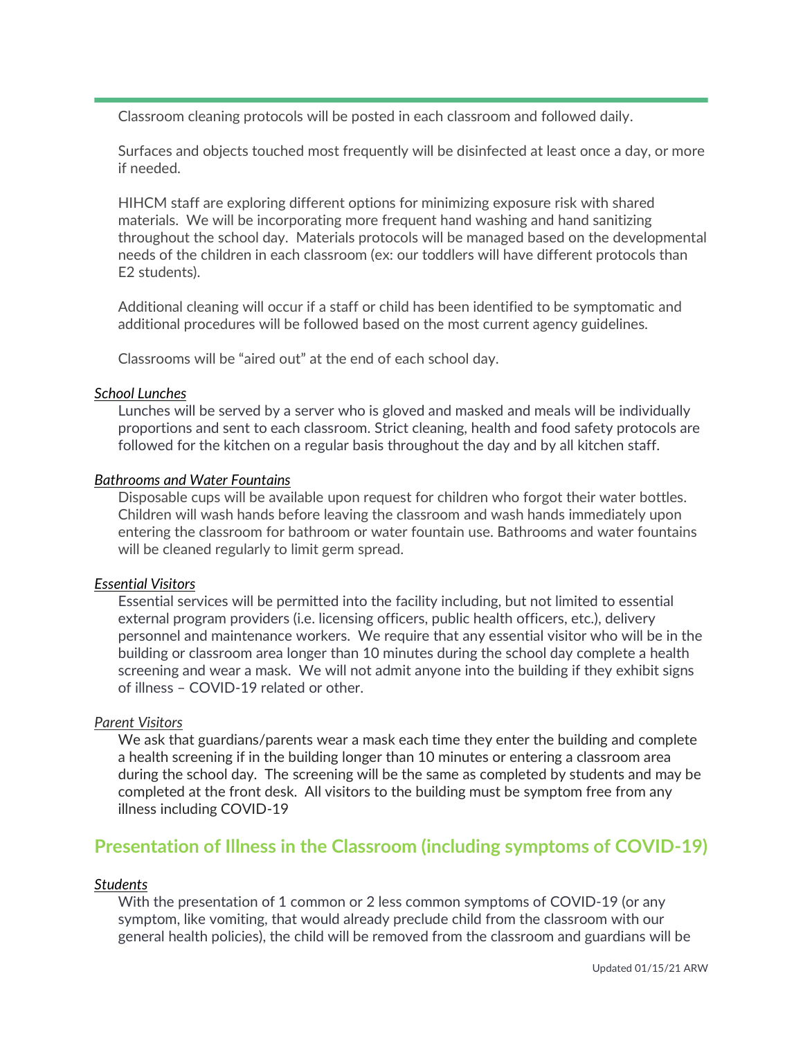Classroom cleaning protocols will be posted in each classroom and followed daily.

Surfaces and objects touched most frequently will be disinfected at least once a day, or more if needed.

HIHCM staff are exploring different options for minimizing exposure risk with shared materials. We will be incorporating more frequent hand washing and hand sanitizing throughout the school day. Materials protocols will be managed based on the developmental needs of the children in each classroom (ex: our toddlers will have different protocols than E2 students).

Additional cleaning will occur if a staff or child has been identified to be symptomatic and additional procedures will be followed based on the most current agency guidelines.

Classrooms will be "aired out" at the end of each school day.

***School Lunches***

Lunches will be served by a server who is gloved and masked and meals will be individually proportions and sent to each classroom. Strict cleaning, health and food safety protocols are followed for the kitchen on a regular basis throughout the day and by all kitchen staff.

***Bathrooms and Water Fountains***

Disposable cups will be available upon request for children who forgot their water bottles. Children will wash hands before leaving the classroom and wash hands immediately upon entering the classroom for bathroom or water fountain use. Bathrooms and water fountains will be cleaned regularly to limit germ spread.

***Essential Visitors***

Essential services will be permitted into the facility including, but not limited to essential external program providers (i.e. licensing officers, public health officers, etc.), delivery personnel and maintenance workers. We require that any essential visitor who will be in the building or classroom area longer than 10 minutes during the school day complete a health screening and wear a mask. We will not admit anyone into the building if they exhibit signs of illness – COVID-19 related or other.

***Parent Visitors***

We ask that guardians/parents wear a mask each time they enter the building and complete a health screening if in the building longer than 10 minutes or entering a classroom area during the school day. The screening will be the same as completed by students and may be completed at the front desk. All visitors to the building must be symptom free from any illness including COVID-19

## Presentation of Illness in the Classroom (including symptoms of COVID-19)

***Students***

With the presentation of 1 common or 2 less common symptoms of COVID-19 (or any symptom, like vomiting, that would already preclude child from the classroom with our general health policies), the child will be removed from the classroom and guardians will be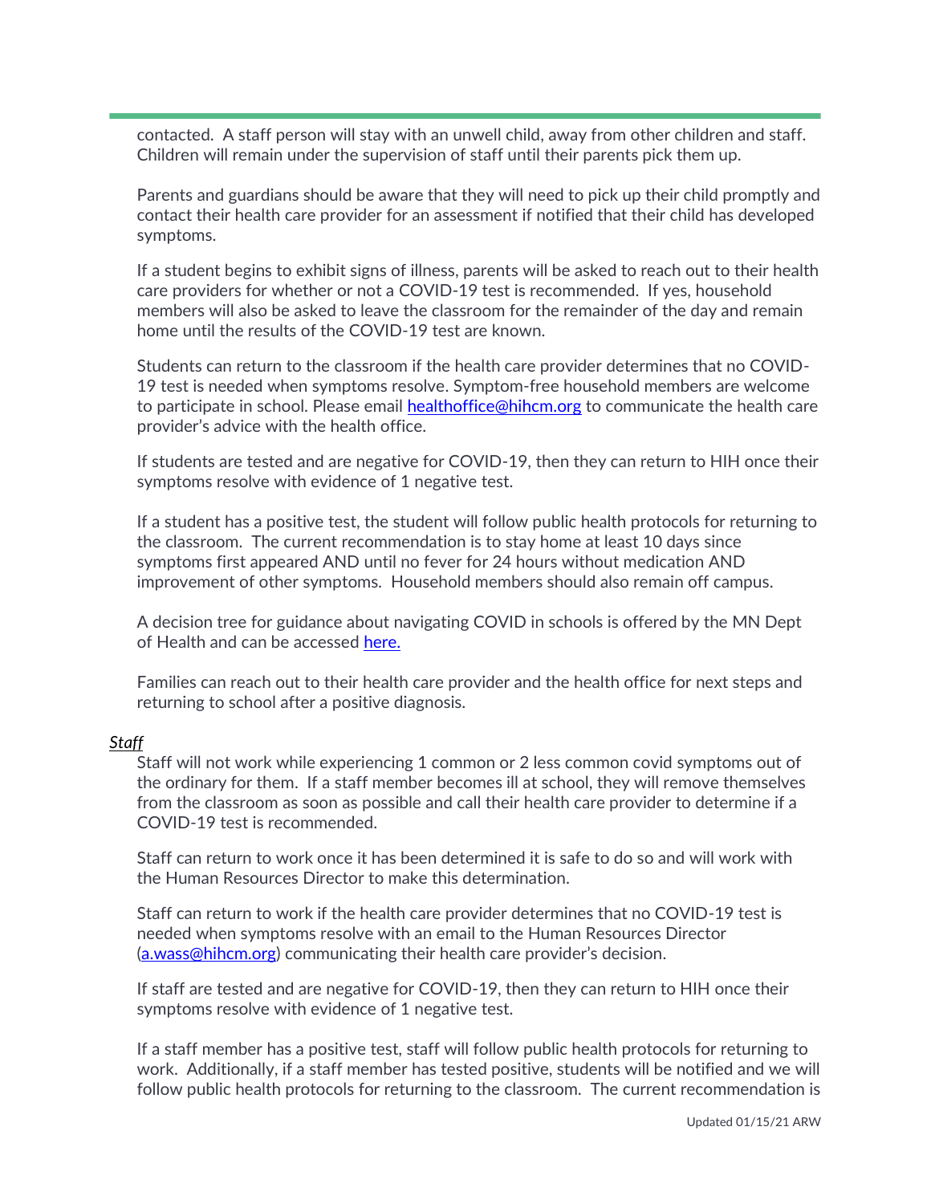contacted. A staff person will stay with an unwell child, away from other children and staff. Children will remain under the supervision of staff until their parents pick them up.

Parents and guardians should be aware that they will need to pick up their child promptly and contact their health care provider for an assessment if notified that their child has developed symptoms.

If a student begins to exhibit signs of illness, parents will be asked to reach out to their health care providers for whether or not a COVID-19 test is recommended. If yes, household members will also be asked to leave the classroom for the remainder of the day and remain home until the results of the COVID-19 test are known.

Students can return to the classroom if the health care provider determines that no COVID-19 test is needed when symptoms resolve. Symptom-free household members are welcome to participate in school. Please email [healthoffice@hihcm.org](mailto:healthoffice@hihcm.org) to communicate the health care provider's advice with the health office.

If students are tested and are negative for COVID-19, then they can return to HIH once their symptoms resolve with evidence of 1 negative test.

If a student has a positive test, the student will follow public health protocols for returning to the classroom. The current recommendation is to stay home at least 10 days since symptoms first appeared AND until no fever for 24 hours without medication AND improvement of other symptoms. Household members should also remain off campus.

A decision tree for guidance about navigating COVID in schools is offered by the MN Dept of Health and can be accessed [here.]()

Families can reach out to their health care provider and the health office for next steps and returning to school after a positive diagnosis.

***Staff***

Staff will not work while experiencing 1 common or 2 less common covid symptoms out of the ordinary for them. If a staff member becomes ill at school, they will remove themselves from the classroom as soon as possible and call their health care provider to determine if a COVID-19 test is recommended.

Staff can return to work once it has been determined it is safe to do so and will work with the Human Resources Director to make this determination.

Staff can return to work if the health care provider determines that no COVID-19 test is needed when symptoms resolve with an email to the Human Resources Director ([a.wass@hihcm.org](mailto:a.wass@hihcm.org)) communicating their health care provider's decision.

If staff are tested and are negative for COVID-19, then they can return to HIH once their symptoms resolve with evidence of 1 negative test.

If a staff member has a positive test, staff will follow public health protocols for returning to work. Additionally, if a staff member has tested positive, students will be notified and we will follow public health protocols for returning to the classroom. The current recommendation is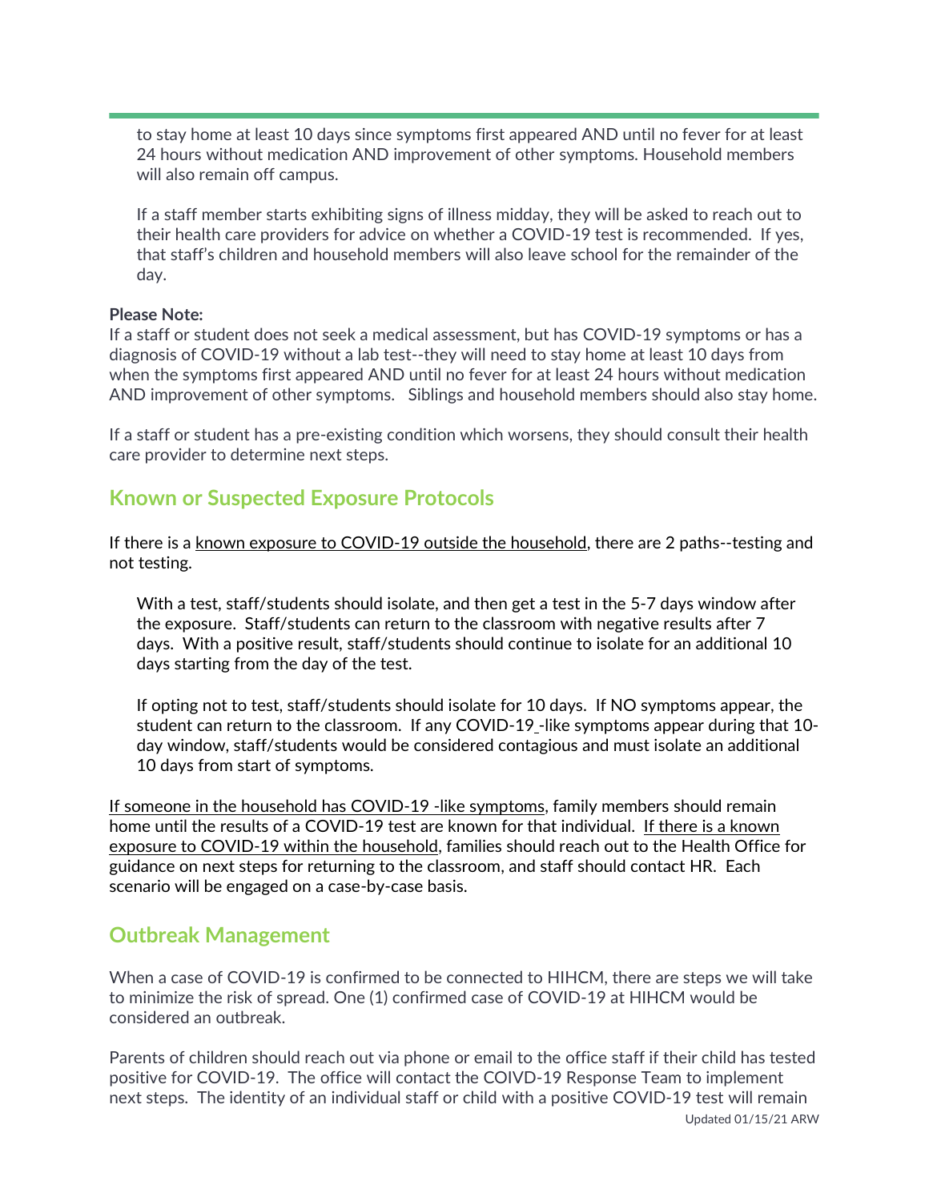to stay home at least 10 days since symptoms first appeared AND until no fever for at least 24 hours without medication AND improvement of other symptoms. Household members will also remain off campus.

If a staff member starts exhibiting signs of illness midday, they will be asked to reach out to their health care providers for advice on whether a COVID-19 test is recommended. If yes, that staff's children and household members will also leave school for the remainder of the day.

**Please Note:**
If a staff or student does not seek a medical assessment, but has COVID-19 symptoms or has a diagnosis of COVID-19 without a lab test--they will need to stay home at least 10 days from when the symptoms first appeared AND until no fever for at least 24 hours without medication AND improvement of other symptoms. Siblings and household members should also stay home.

If a staff or student has a pre-existing condition which worsens, they should consult their health care provider to determine next steps.

## Known or Suspected Exposure Protocols

If there is a known exposure to COVID-19 outside the household, there are 2 paths--testing and not testing.

With a test, staff/students should isolate, and then get a test in the 5-7 days window after the exposure. Staff/students can return to the classroom with negative results after 7 days. With a positive result, staff/students should continue to isolate for an additional 10 days starting from the day of the test.

If opting not to test, staff/students should isolate for 10 days. If NO symptoms appear, the student can return to the classroom. If any COVID-19 -like symptoms appear during that 10-day window, staff/students would be considered contagious and must isolate an additional 10 days from start of symptoms.

If someone in the household has COVID-19 -like symptoms, family members should remain home until the results of a COVID-19 test are known for that individual. If there is a known exposure to COVID-19 within the household, families should reach out to the Health Office for guidance on next steps for returning to the classroom, and staff should contact HR. Each scenario will be engaged on a case-by-case basis.

## Outbreak Management

When a case of COVID-19 is confirmed to be connected to HIHCM, there are steps we will take to minimize the risk of spread. One (1) confirmed case of COVID-19 at HIHCM would be considered an outbreak.

Parents of children should reach out via phone or email to the office staff if their child has tested positive for COVID-19. The office will contact the COIVD-19 Response Team to implement next steps. The identity of an individual staff or child with a positive COVID-19 test will remain

Updated 01/15/21 ARW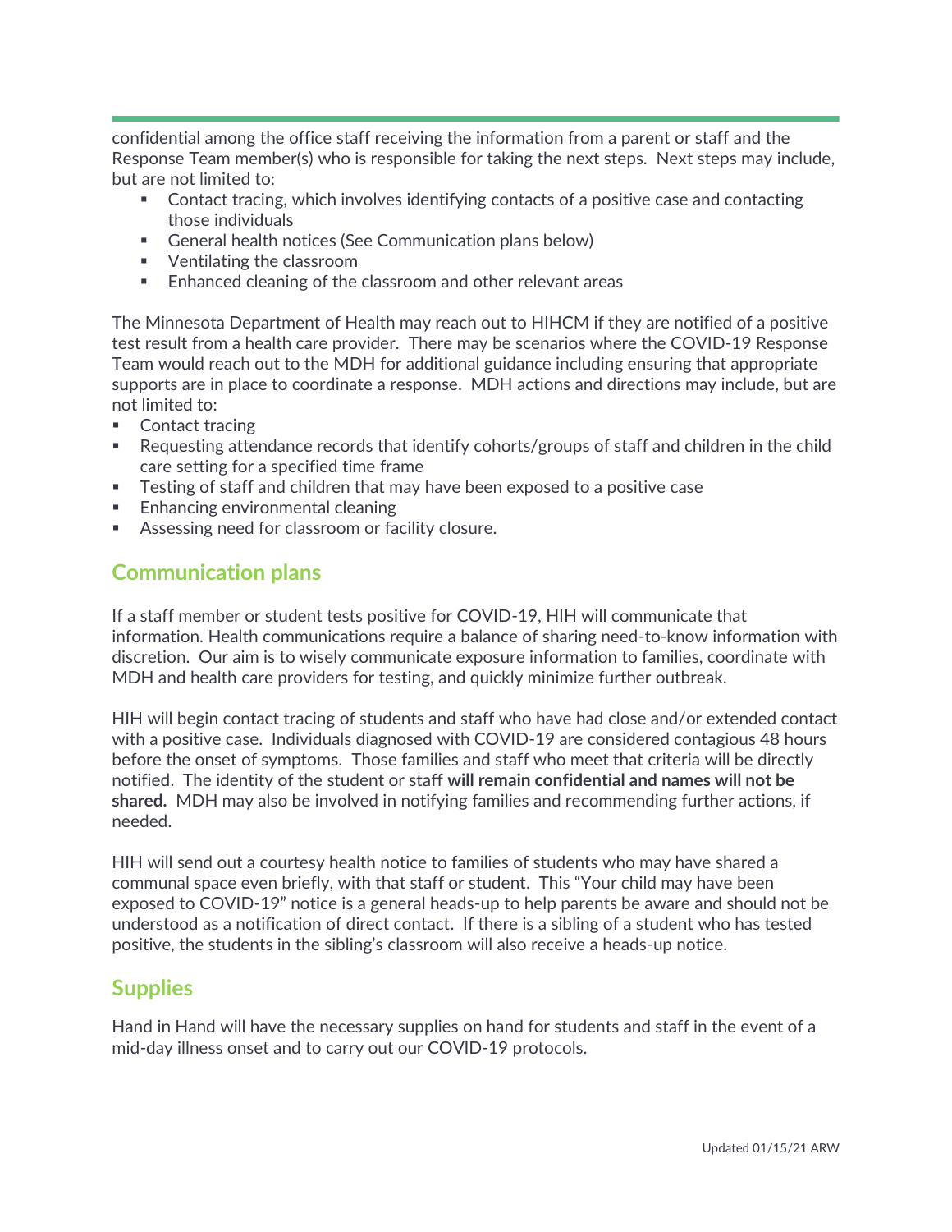confidential among the office staff receiving the information from a parent or staff and the Response Team member(s) who is responsible for taking the next steps. Next steps may include, but are not limited to:

- Contact tracing, which involves identifying contacts of a positive case and contacting those individuals
- General health notices (See Communication plans below)
- Ventilating the classroom
- Enhanced cleaning of the classroom and other relevant areas

The Minnesota Department of Health may reach out to HIHCM if they are notified of a positive test result from a health care provider. There may be scenarios where the COVID-19 Response Team would reach out to the MDH for additional guidance including ensuring that appropriate supports are in place to coordinate a response. MDH actions and directions may include, but are not limited to:

- Contact tracing
- Requesting attendance records that identify cohorts/groups of staff and children in the child care setting for a specified time frame
- Testing of staff and children that may have been exposed to a positive case
- Enhancing environmental cleaning
- Assessing need for classroom or facility closure.

## Communication plans

If a staff member or student tests positive for COVID-19, HIH will communicate that information. Health communications require a balance of sharing need-to-know information with discretion. Our aim is to wisely communicate exposure information to families, coordinate with MDH and health care providers for testing, and quickly minimize further outbreak.

HIH will begin contact tracing of students and staff who have had close and/or extended contact with a positive case. Individuals diagnosed with COVID-19 are considered contagious 48 hours before the onset of symptoms. Those families and staff who meet that criteria will be directly notified. The identity of the student or staff **will remain confidential and names will not be shared.** MDH may also be involved in notifying families and recommending further actions, if needed.

HIH will send out a courtesy health notice to families of students who may have shared a communal space even briefly, with that staff or student. This "Your child may have been exposed to COVID-19" notice is a general heads-up to help parents be aware and should not be understood as a notification of direct contact. If there is a sibling of a student who has tested positive, the students in the sibling's classroom will also receive a heads-up notice.

## Supplies

Hand in Hand will have the necessary supplies on hand for students and staff in the event of a mid-day illness onset and to carry out our COVID-19 protocols.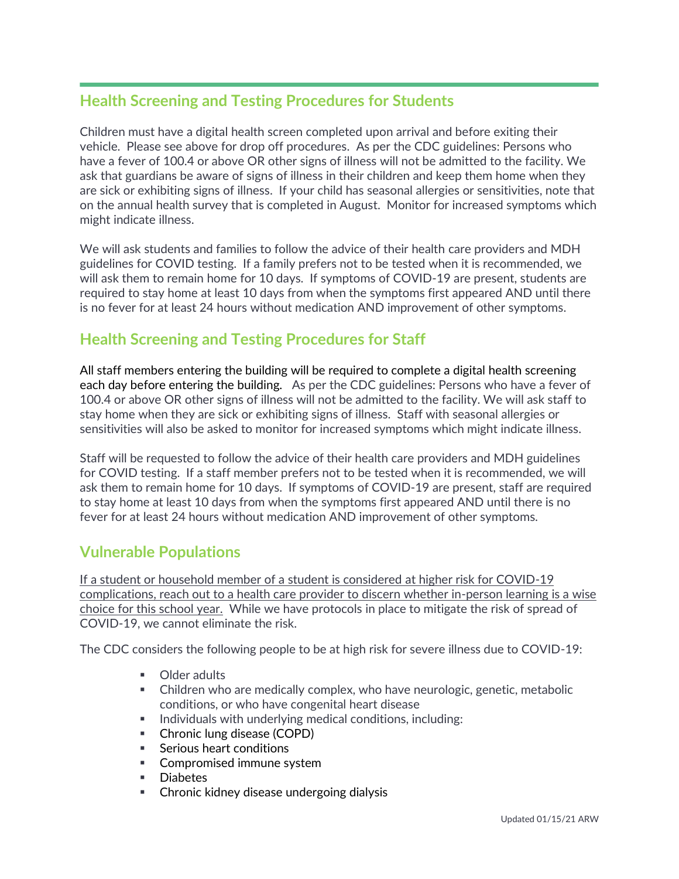## Health Screening and Testing Procedures for Students

Children must have a digital health screen completed upon arrival and before exiting their vehicle. Please see above for drop off procedures. As per the CDC guidelines: Persons who have a fever of 100.4 or above OR other signs of illness will not be admitted to the facility. We ask that guardians be aware of signs of illness in their children and keep them home when they are sick or exhibiting signs of illness. If your child has seasonal allergies or sensitivities, note that on the annual health survey that is completed in August. Monitor for increased symptoms which might indicate illness.

We will ask students and families to follow the advice of their health care providers and MDH guidelines for COVID testing. If a family prefers not to be tested when it is recommended, we will ask them to remain home for 10 days. If symptoms of COVID-19 are present, students are required to stay home at least 10 days from when the symptoms first appeared AND until there is no fever for at least 24 hours without medication AND improvement of other symptoms.

## Health Screening and Testing Procedures for Staff

All staff members entering the building will be required to complete a digital health screening each day before entering the building. As per the CDC guidelines: Persons who have a fever of 100.4 or above OR other signs of illness will not be admitted to the facility. We will ask staff to stay home when they are sick or exhibiting signs of illness. Staff with seasonal allergies or sensitivities will also be asked to monitor for increased symptoms which might indicate illness.

Staff will be requested to follow the advice of their health care providers and MDH guidelines for COVID testing. If a staff member prefers not to be tested when it is recommended, we will ask them to remain home for 10 days. If symptoms of COVID-19 are present, staff are required to stay home at least 10 days from when the symptoms first appeared AND until there is no fever for at least 24 hours without medication AND improvement of other symptoms.

## Vulnerable Populations

<u>If a student or household member of a student is considered at higher risk for COVID-19 complications, reach out to a health care provider to discern whether in-person learning is a wise choice for this school year.</u> While we have protocols in place to mitigate the risk of spread of COVID-19, we cannot eliminate the risk.

The CDC considers the following people to be at high risk for severe illness due to COVID-19:

- Older adults
- Children who are medically complex, who have neurologic, genetic, metabolic conditions, or who have congenital heart disease
- Individuals with underlying medical conditions, including:
- Chronic lung disease (COPD)
- Serious heart conditions
- Compromised immune system
- Diabetes
- Chronic kidney disease undergoing dialysis

Updated 01/15/21 ARW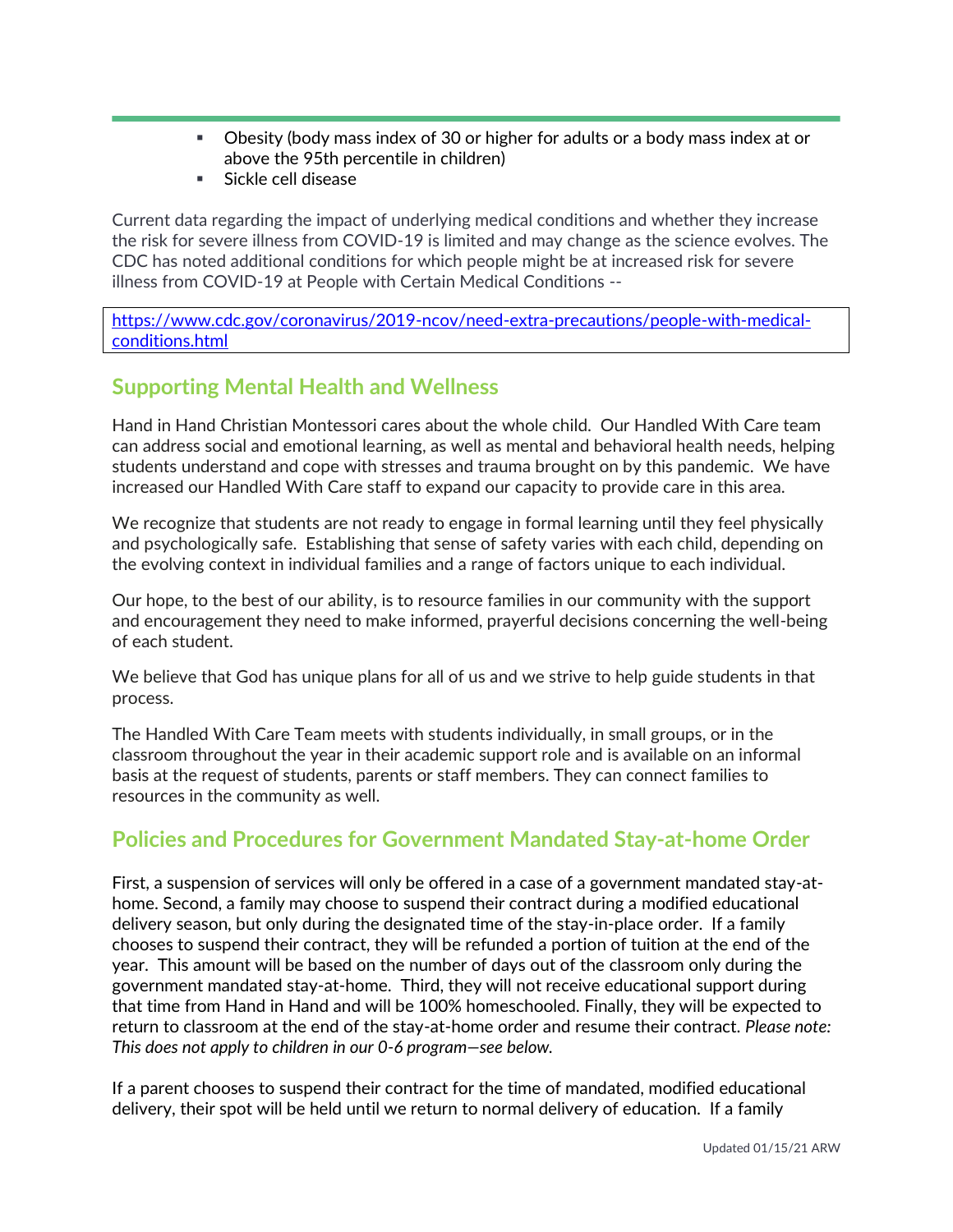- Obesity (body mass index of 30 or higher for adults or a body mass index at or above the 95th percentile in children)
- Sickle cell disease

Current data regarding the impact of underlying medical conditions and whether they increase the risk for severe illness from COVID-19 is limited and may change as the science evolves. The CDC has noted additional conditions for which people might be at increased risk for severe illness from COVID-19 at People with Certain Medical Conditions --

https://www.cdc.gov/coronavirus/2019-ncov/need-extra-precautions/people-with-medical-conditions.html

## Supporting Mental Health and Wellness

Hand in Hand Christian Montessori cares about the whole child. Our Handled With Care team can address social and emotional learning, as well as mental and behavioral health needs, helping students understand and cope with stresses and trauma brought on by this pandemic. We have increased our Handled With Care staff to expand our capacity to provide care in this area.

We recognize that students are not ready to engage in formal learning until they feel physically and psychologically safe. Establishing that sense of safety varies with each child, depending on the evolving context in individual families and a range of factors unique to each individual.

Our hope, to the best of our ability, is to resource families in our community with the support and encouragement they need to make informed, prayerful decisions concerning the well-being of each student.

We believe that God has unique plans for all of us and we strive to help guide students in that process.

The Handled With Care Team meets with students individually, in small groups, or in the classroom throughout the year in their academic support role and is available on an informal basis at the request of students, parents or staff members. They can connect families to resources in the community as well.

## Policies and Procedures for Government Mandated Stay-at-home Order

First, a suspension of services will only be offered in a case of a government mandated stay-at-home. Second, a family may choose to suspend their contract during a modified educational delivery season, but only during the designated time of the stay-in-place order. If a family chooses to suspend their contract, they will be refunded a portion of tuition at the end of the year. This amount will be based on the number of days out of the classroom only during the government mandated stay-at-home. Third, they will not receive educational support during that time from Hand in Hand and will be 100% homeschooled. Finally, they will be expected to return to classroom at the end of the stay-at-home order and resume their contract. *Please note: This does not apply to children in our 0-6 program—see below.*

If a parent chooses to suspend their contract for the time of mandated, modified educational delivery, their spot will be held until we return to normal delivery of education. If a family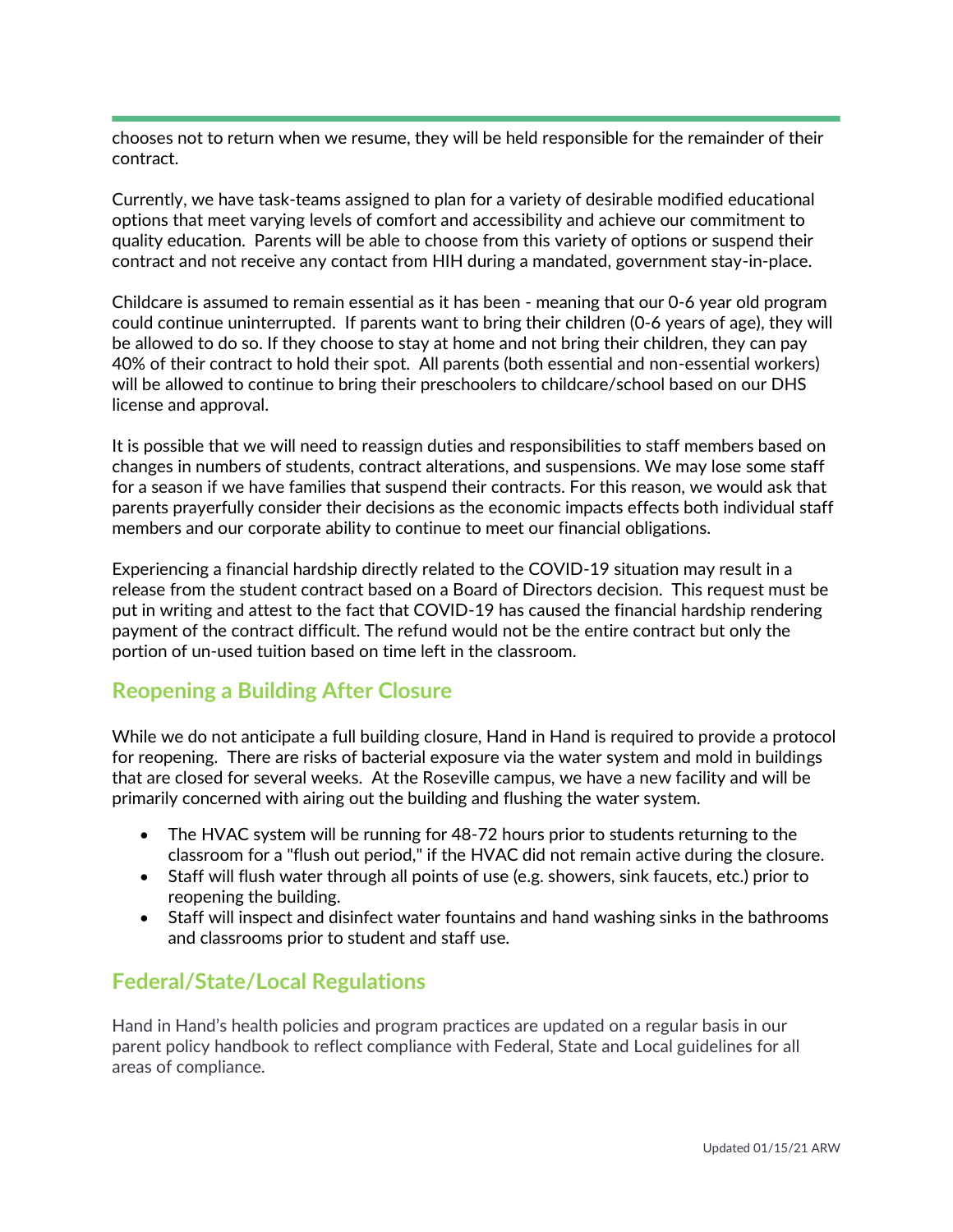chooses not to return when we resume, they will be held responsible for the remainder of their contract.

Currently, we have task-teams assigned to plan for a variety of desirable modified educational options that meet varying levels of comfort and accessibility and achieve our commitment to quality education. Parents will be able to choose from this variety of options or suspend their contract and not receive any contact from HIH during a mandated, government stay-in-place.

Childcare is assumed to remain essential as it has been - meaning that our 0-6 year old program could continue uninterrupted. If parents want to bring their children (0-6 years of age), they will be allowed to do so. If they choose to stay at home and not bring their children, they can pay 40% of their contract to hold their spot. All parents (both essential and non-essential workers) will be allowed to continue to bring their preschoolers to childcare/school based on our DHS license and approval.

It is possible that we will need to reassign duties and responsibilities to staff members based on changes in numbers of students, contract alterations, and suspensions. We may lose some staff for a season if we have families that suspend their contracts. For this reason, we would ask that parents prayerfully consider their decisions as the economic impacts effects both individual staff members and our corporate ability to continue to meet our financial obligations.

Experiencing a financial hardship directly related to the COVID-19 situation may result in a release from the student contract based on a Board of Directors decision. This request must be put in writing and attest to the fact that COVID-19 has caused the financial hardship rendering payment of the contract difficult. The refund would not be the entire contract but only the portion of un-used tuition based on time left in the classroom.

## Reopening a Building After Closure

While we do not anticipate a full building closure, Hand in Hand is required to provide a protocol for reopening. There are risks of bacterial exposure via the water system and mold in buildings that are closed for several weeks. At the Roseville campus, we have a new facility and will be primarily concerned with airing out the building and flushing the water system.

- The HVAC system will be running for 48-72 hours prior to students returning to the classroom for a "flush out period," if the HVAC did not remain active during the closure.
- Staff will flush water through all points of use (e.g. showers, sink faucets, etc.) prior to reopening the building.
- Staff will inspect and disinfect water fountains and hand washing sinks in the bathrooms and classrooms prior to student and staff use.

## Federal/State/Local Regulations

Hand in Hand's health policies and program practices are updated on a regular basis in our parent policy handbook to reflect compliance with Federal, State and Local guidelines for all areas of compliance.

Updated 01/15/21 ARW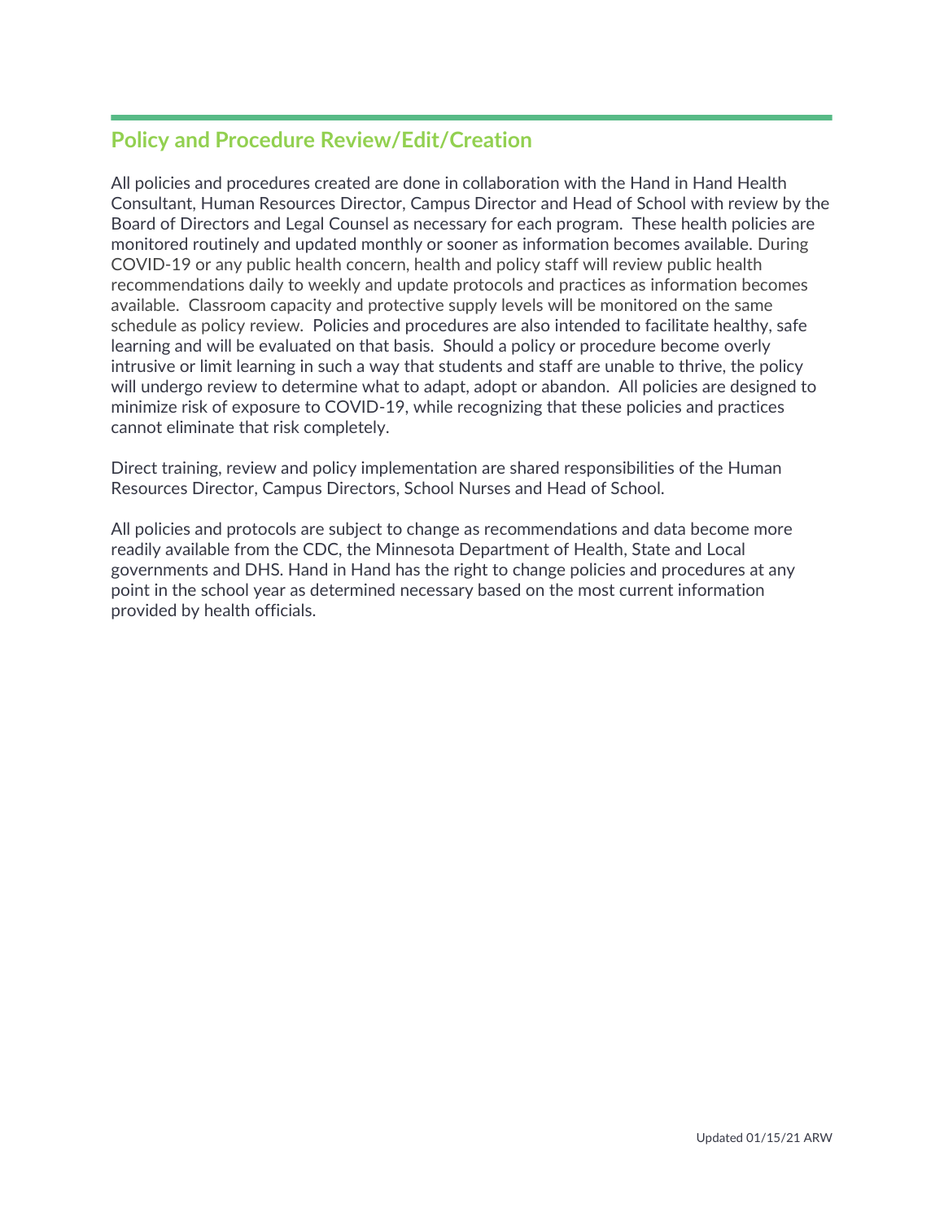## Policy and Procedure Review/Edit/Creation

All policies and procedures created are done in collaboration with the Hand in Hand Health Consultant, Human Resources Director, Campus Director and Head of School with review by the Board of Directors and Legal Counsel as necessary for each program. These health policies are monitored routinely and updated monthly or sooner as information becomes available. During COVID-19 or any public health concern, health and policy staff will review public health recommendations daily to weekly and update protocols and practices as information becomes available. Classroom capacity and protective supply levels will be monitored on the same schedule as policy review. Policies and procedures are also intended to facilitate healthy, safe learning and will be evaluated on that basis. Should a policy or procedure become overly intrusive or limit learning in such a way that students and staff are unable to thrive, the policy will undergo review to determine what to adapt, adopt or abandon. All policies are designed to minimize risk of exposure to COVID-19, while recognizing that these policies and practices cannot eliminate that risk completely.

Direct training, review and policy implementation are shared responsibilities of the Human Resources Director, Campus Directors, School Nurses and Head of School.

All policies and protocols are subject to change as recommendations and data become more readily available from the CDC, the Minnesota Department of Health, State and Local governments and DHS. Hand in Hand has the right to change policies and procedures at any point in the school year as determined necessary based on the most current information provided by health officials.

Updated 01/15/21 ARW